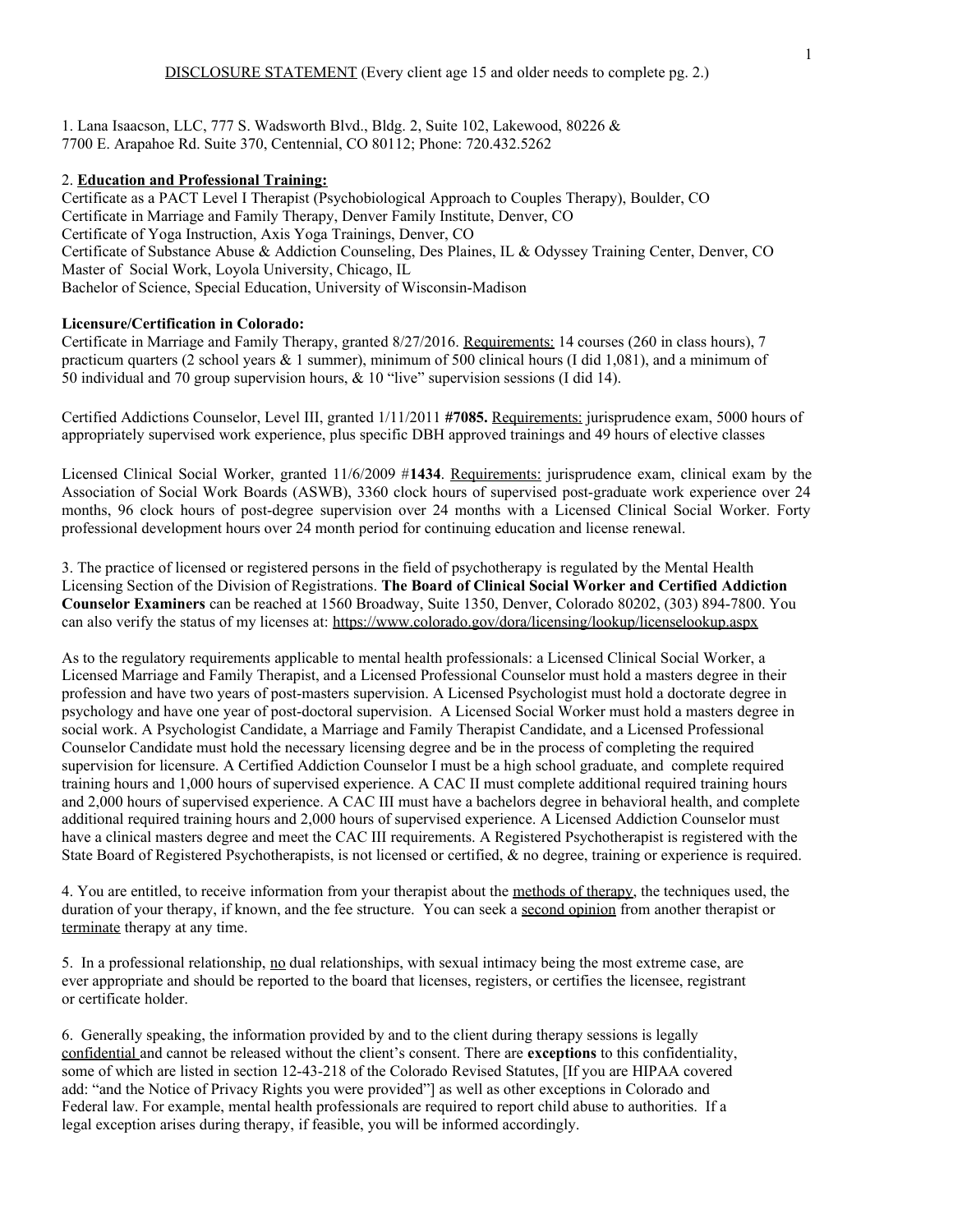DISCLOSURE STATEMENT (Every client age 15 and older needs to complete pg. 2.)

1. Lana Isaacson, LLC, 777 S. Wadsworth Blvd., Bldg. 2, Suite 102, Lakewood, 80226 &
7700 E. Arapahoe Rd. Suite 370, Centennial, CO 80112; Phone: 720.432.5262

2. **Education and Professional Training:**
Certificate as a PACT Level I Therapist (Psychobiological Approach to Couples Therapy), Boulder, CO
Certificate in Marriage and Family Therapy, Denver Family Institute, Denver, CO
Certificate of Yoga Instruction, Axis Yoga Trainings, Denver, CO
Certificate of Substance Abuse & Addiction Counseling, Des Plaines, IL & Odyssey Training Center, Denver, CO
Master of Social Work, Loyola University, Chicago, IL
Bachelor of Science, Special Education, University of Wisconsin-Madison

**Licensure/Certification in Colorado:**
Certificate in Marriage and Family Therapy, granted 8/27/2016. Requirements: 14 courses (260 in class hours), 7 practicum quarters (2 school years & 1 summer), minimum of 500 clinical hours (I did 1,081), and a minimum of 50 individual and 70 group supervision hours, & 10 "live" supervision sessions (I did 14).

Certified Addictions Counselor, Level III, granted 1/11/2011 **#7085.** Requirements: jurisprudence exam, 5000 hours of appropriately supervised work experience, plus specific DBH approved trainings and 49 hours of elective classes

Licensed Clinical Social Worker, granted 11/6/2009 #**1434**. Requirements: jurisprudence exam, clinical exam by the Association of Social Work Boards (ASWB), 3360 clock hours of supervised post-graduate work experience over 24 months, 96 clock hours of post-degree supervision over 24 months with a Licensed Clinical Social Worker. Forty professional development hours over 24 month period for continuing education and license renewal.

3. The practice of licensed or registered persons in the field of psychotherapy is regulated by the Mental Health Licensing Section of the Division of Registrations. **The Board of Clinical Social Worker and Certified Addiction Counselor Examiners** can be reached at 1560 Broadway, Suite 1350, Denver, Colorado 80202, (303) 894-7800. You can also verify the status of my licenses at: https://www.colorado.gov/dora/licensing/lookup/licenselookup.aspx

As to the regulatory requirements applicable to mental health professionals: a Licensed Clinical Social Worker, a Licensed Marriage and Family Therapist, and a Licensed Professional Counselor must hold a masters degree in their profession and have two years of post-masters supervision. A Licensed Psychologist must hold a doctorate degree in psychology and have one year of post-doctoral supervision. A Licensed Social Worker must hold a masters degree in social work. A Psychologist Candidate, a Marriage and Family Therapist Candidate, and a Licensed Professional Counselor Candidate must hold the necessary licensing degree and be in the process of completing the required supervision for licensure. A Certified Addiction Counselor I must be a high school graduate, and complete required training hours and 1,000 hours of supervised experience. A CAC II must complete additional required training hours and 2,000 hours of supervised experience. A CAC III must have a bachelors degree in behavioral health, and complete additional required training hours and 2,000 hours of supervised experience. A Licensed Addiction Counselor must have a clinical masters degree and meet the CAC III requirements. A Registered Psychotherapist is registered with the State Board of Registered Psychotherapists, is not licensed or certified, & no degree, training or experience is required.

4. You are entitled, to receive information from your therapist about the methods of therapy, the techniques used, the duration of your therapy, if known, and the fee structure. You can seek a second opinion from another therapist or terminate therapy at any time.

5. In a professional relationship, no dual relationships, with sexual intimacy being the most extreme case, are ever appropriate and should be reported to the board that licenses, registers, or certifies the licensee, registrant or certificate holder.

6. Generally speaking, the information provided by and to the client during therapy sessions is legally confidential and cannot be released without the client's consent. There are **exceptions** to this confidentiality, some of which are listed in section 12-43-218 of the Colorado Revised Statutes, [If you are HIPAA covered add: "and the Notice of Privacy Rights you were provided"] as well as other exceptions in Colorado and Federal law. For example, mental health professionals are required to report child abuse to authorities. If a legal exception arises during therapy, if feasible, you will be informed accordingly.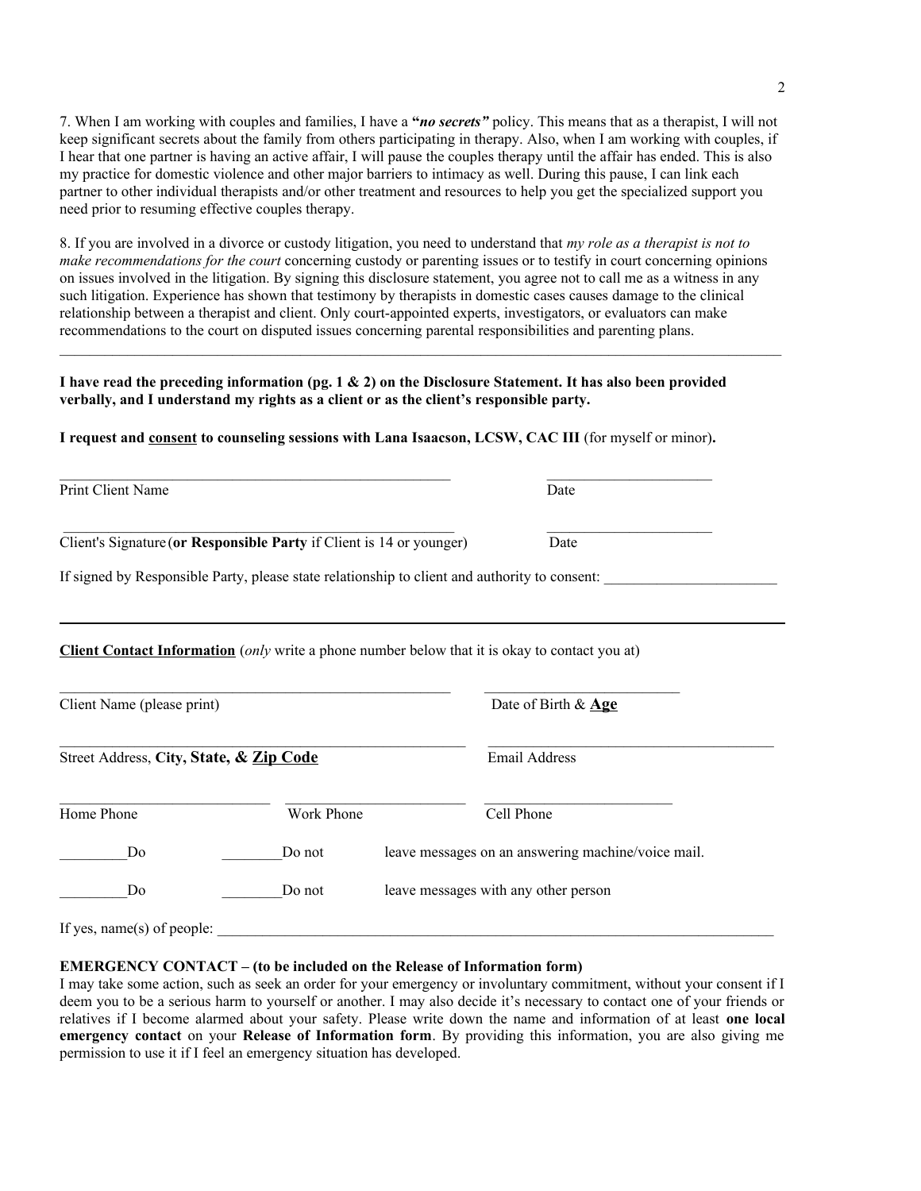7. When I am working with couples and families, I have a **"*no secrets*"** policy. This means that as a therapist, I will not keep significant secrets about the family from others participating in therapy. Also, when I am working with couples, if I hear that one partner is having an active affair, I will pause the couples therapy until the affair has ended. This is also my practice for domestic violence and other major barriers to intimacy as well. During this pause, I can link each partner to other individual therapists and/or other treatment and resources to help you get the specialized support you need prior to resuming effective couples therapy.

8. If you are involved in a divorce or custody litigation, you need to understand that *my role as a therapist is not to make recommendations for the court* concerning custody or parenting issues or to testify in court concerning opinions on issues involved in the litigation. By signing this disclosure statement, you agree not to call me as a witness in any such litigation. Experience has shown that testimony by therapists in domestic cases causes damage to the clinical relationship between a therapist and client. Only court-appointed experts, investigators, or evaluators can make recommendations to the court on disputed issues concerning parental responsibilities and parenting plans.

---

**I have read the preceding information (pg. 1 & 2) on the Disclosure Statement. It has also been provided verbally, and I understand my rights as a client or as the client's responsible party.**

**I request and <u>consent</u> to counseling sessions with Lana Isaacson, LCSW, CAC III** (for myself or minor)**.**

_______________________________________________ ______________________
Print Client Name Date

_______________________________________________ ______________________
Client's Signature (**or Responsible Party** if Client is 14 or younger) Date

If signed by Responsible Party, please state relationship to client and authority to consent: _______________________

---

**<u>Client Contact Information</u>** (*only* write a phone number below that it is okay to contact you at)

_______________________________________________ ______________________
Client Name (please print) Date of Birth & **<u>Age</u>**

_______________________________________________ ______________________
Street Address, **City, State, & <u>Zip Code</u>** Email Address

__________________________ ______________________ ______________________
Home Phone Work Phone Cell Phone

_________Do ________Do not leave messages on an answering machine/voice mail.

_________Do ________Do not leave messages with any other person

If yes, name(s) of people: ____________________________________________________________

**EMERGENCY CONTACT – (to be included on the Release of Information form)**

I may take some action, such as seek an order for your emergency or involuntary commitment, without your consent if I deem you to be a serious harm to yourself or another. I may also decide it's necessary to contact one of your friends or relatives if I become alarmed about your safety. Please write down the name and information of at least **one local emergency contact** on your **Release of Information form**. By providing this information, you are also giving me permission to use it if I feel an emergency situation has developed.